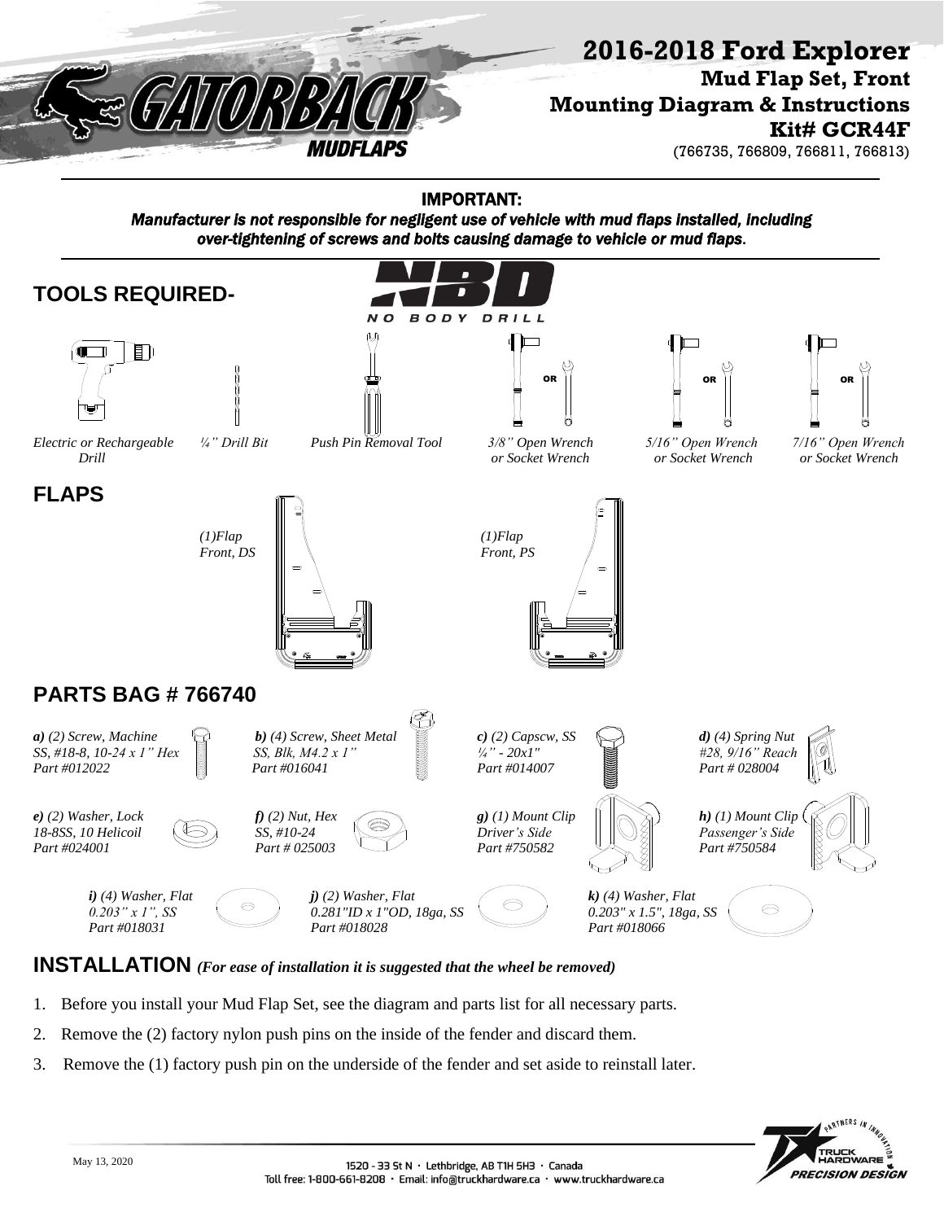# 2016-2018 Ford Explorer

## Mud Flap Set, Front
## Mounting Diagram & Instructions
## Kit# GCR44F

(766735, 766809, 766811, 766813)

**IMPORTANT:**
***Manufacturer is not responsible for negligent use of vehicle with mud flaps installed, including over-tightening of screws and bolts causing damage to vehicle or mud flaps.***

NBD
NO BODY DRILL

## TOOLS REQUIRED-

*Electric or Rechargeable Drill*

*¼" Drill Bit*

*Push Pin Removal Tool*

*3/8" Open Wrench or Socket Wrench*

*5/16" Open Wrench or Socket Wrench*

*7/16" Open Wrench or Socket Wrench*

## FLAPS

*(1)Flap Front, DS*

*(1)Flap Front, PS*

## PARTS BAG # 766740

***a)*** *(2) Screw, Machine SS, #18-8, 10-24 x 1" Hex Part #012022*

***b)*** *(4) Screw, Sheet Metal SS, Blk, M4.2 x 1" Part #016041*

***c)*** *(2) Capscw, SS ¼" - 20x1" Part #014007*

***d)*** *(4) Spring Nut #28, 9/16" Reach Part # 028004*

***e)*** *(2) Washer, Lock 18-8SS, 10 Helicoil Part #024001*

***f)*** *(2) Nut, Hex SS, #10-24 Part # 025003*

***g)*** *(1) Mount Clip Driver's Side Part #750582*

***h)*** *(1) Mount Clip Passenger's Side Part #750584*

***i)*** *(4) Washer, Flat 0.203" x 1", SS Part #018031*

***j)*** *(2) Washer, Flat 0.281"ID x 1"OD, 18ga, SS Part #018028*

***k)*** *(4) Washer, Flat 0.203" x 1.5", 18ga, SS Part #018066*

## INSTALLATION *(For ease of installation it is suggested that the wheel be removed)*

1. Before you install your Mud Flap Set, see the diagram and parts list for all necessary parts.
2. Remove the (2) factory nylon push pins on the inside of the fender and discard them.
3. Remove the (1) factory push pin on the underside of the fender and set aside to reinstall later.

May 13, 2020

1520 - 33 St N · Lethbridge, AB T1H 5H3 · Canada
Toll free: 1-800-661-8208 · Email: info@truckhardware.ca · www.truckhardware.ca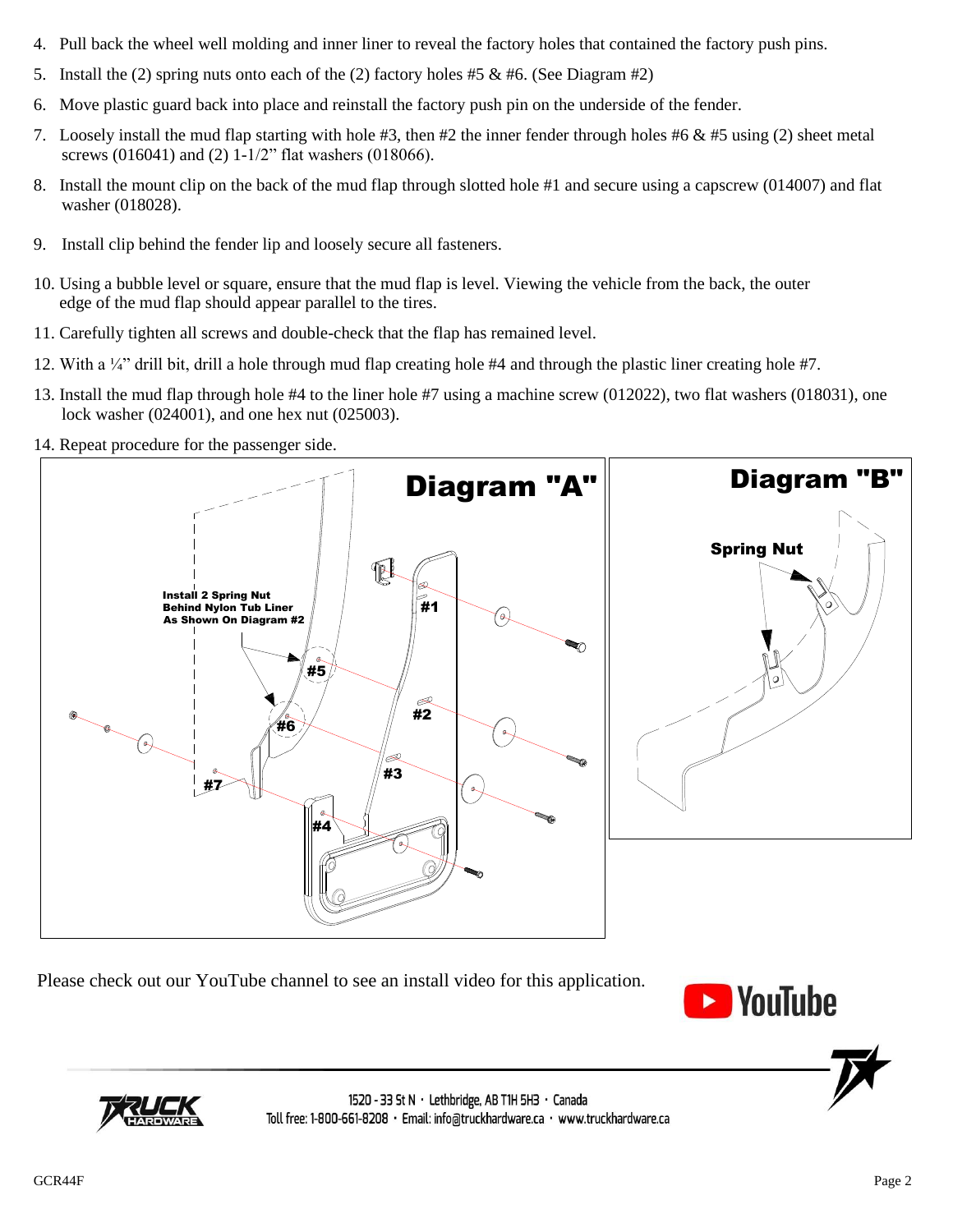4. Pull back the wheel well molding and inner liner to reveal the factory holes that contained the factory push pins.
5. Install the (2) spring nuts onto each of the (2) factory holes #5 & #6. (See Diagram #2)
6. Move plastic guard back into place and reinstall the factory push pin on the underside of the fender.
7. Loosely install the mud flap starting with hole #3, then #2 the inner fender through holes #6 & #5 using (2) sheet metal screws (016041) and (2) 1-1/2" flat washers (018066).
8. Install the mount clip on the back of the mud flap through slotted hole #1 and secure using a capscrew (014007) and flat washer (018028).
9. Install clip behind the fender lip and loosely secure all fasteners.
10. Using a bubble level or square, ensure that the mud flap is level. Viewing the vehicle from the back, the outer edge of the mud flap should appear parallel to the tires.
11. Carefully tighten all screws and double-check that the flap has remained level.
12. With a ¼" drill bit, drill a hole through mud flap creating hole #4 and through the plastic liner creating hole #7.
13. Install the mud flap through hole #4 to the liner hole #7 using a machine screw (012022), two flat washers (018031), one lock washer (024001), and one hex nut (025003).
14. Repeat procedure for the passenger side.

**Diagram "A"**

**Install 2 Spring Nut Behind Nylon Tub Liner As Shown On Diagram #2**

#1 #2 #3 #4 #5 #6 #7

**Diagram "B"**

**Spring Nut**

Please check out our YouTube channel to see an install video for this application.

1520 - 33 St N · Lethbridge, AB T1H 5H3 · Canada
Toll free: 1-800-661-8208 · Email: info@truckhardware.ca · www.truckhardware.ca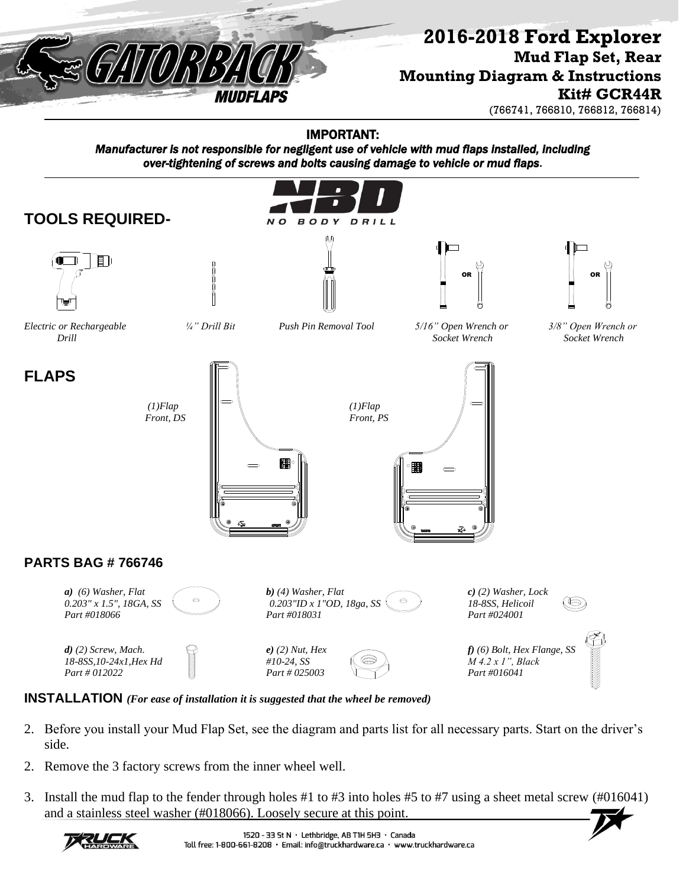# 2016-2018 Ford Explorer

## Mud Flap Set, Rear
## Mounting Diagram & Instructions
## Kit# GCR44R

(766741, 766810, 766812, 766814)

**IMPORTANT:**
***Manufacturer is not responsible for negligent use of vehicle with mud flaps installed, including over-tightening of screws and bolts causing damage to vehicle or mud flaps.***

NBD
NO BODY DRILL

## TOOLS REQUIRED-

*Electric or Rechargeable Drill*

*¼" Drill Bit*

*Push Pin Removal Tool*

*5/16" Open Wrench or Socket Wrench*

*3/8" Open Wrench or Socket Wrench*

## FLAPS

*(1)Flap Front, DS*

*(1)Flap Front, PS*

### PARTS BAG # 766746

***a)*** *(6) Washer, Flat 0.203" x 1.5", 18GA, SS Part #018066*

***b)*** *(4) Washer, Flat 0.203"ID x 1"OD, 18ga, SS Part #018031*

***c)*** *(2) Washer, Lock 18-8SS, Helicoil Part #024001*

***d)*** *(2) Screw, Mach. 18-8SS,10-24x1,Hex Hd Part # 012022*

***e)*** *(2) Nut, Hex #10-24, SS Part # 025003*

***f)*** *(6) Bolt, Hex Flange, SS M 4.2 x 1", Black Part #016041*

### INSTALLATION *(For ease of installation it is suggested that the wheel be removed)*

2. Before you install your Mud Flap Set, see the diagram and parts list for all necessary parts. Start on the driver's side.
2. Remove the 3 factory screws from the inner wheel well.
3. Install the mud flap to the fender through holes #1 to #3 into holes #5 to #7 using a sheet metal screw (#016041) and a stainless steel washer (#018066). Loosely secure at this point.

1520 - 33 St N · Lethbridge, AB T1H 5H3 · Canada
Toll free: 1-800-661-8208 · Email: info@truckhardware.ca · www.truckhardware.ca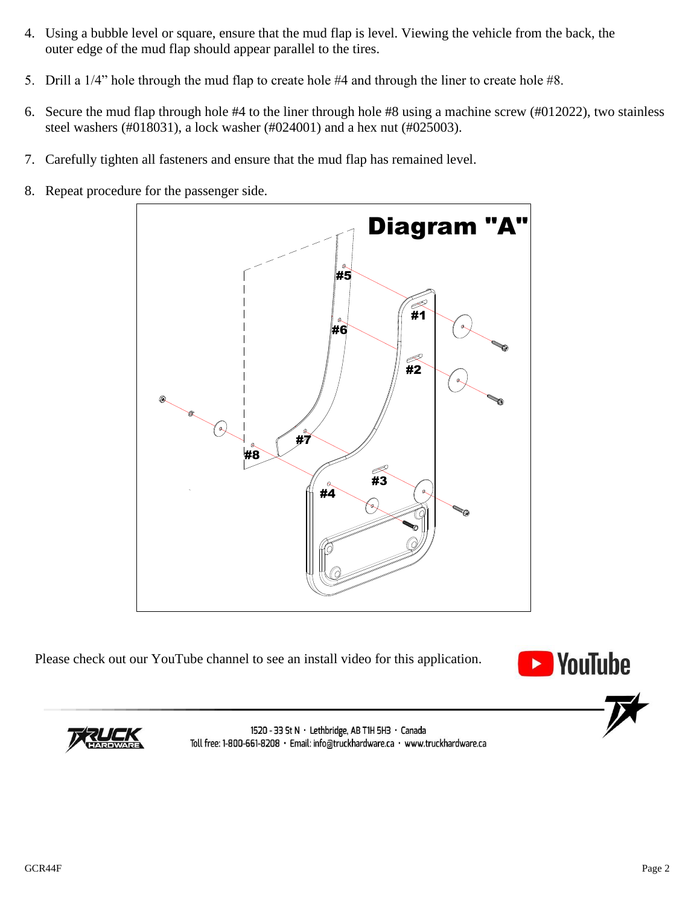4. Using a bubble level or square, ensure that the mud flap is level. Viewing the vehicle from the back, the outer edge of the mud flap should appear parallel to the tires.

5. Drill a 1/4" hole through the mud flap to create hole #4 and through the liner to create hole #8.

6. Secure the mud flap through hole #4 to the liner through hole #8 using a machine screw (#012022), two stainless steel washers (#018031), a lock washer (#024001) and a hex nut (#025003).

7. Carefully tighten all fasteners and ensure that the mud flap has remained level.

8. Repeat procedure for the passenger side.

Diagram "A"

#5

#1

#6

#2

#7

#8

#3

#4

Please check out our YouTube channel to see an install video for this application.

YouTube

1520 - 33 St N · Lethbridge, AB T1H 5H3 · Canada
Toll free: 1-800-661-8208 · Email: info@truckhardware.ca · www.truckhardware.ca

GCR44F